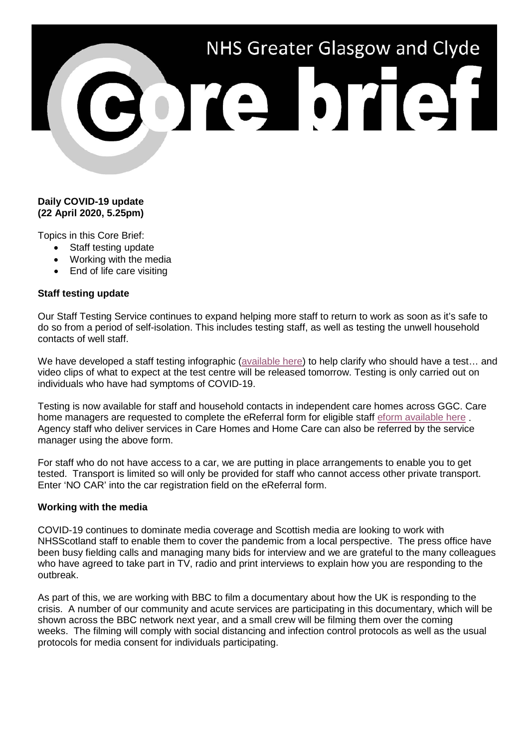# NHS Greater Glasgow and Clyde

# Core brief

**Daily COVID-19 update**
**(22 April 2020, 5.25pm)**

Topics in this Core Brief:

- Staff testing update
- Working with the media
- End of life care visiting

**Staff testing update**

Our Staff Testing Service continues to expand helping more staff to return to work as soon as it's safe to do so from a period of self-isolation. This includes testing staff, as well as testing the unwell household contacts of well staff.

We have developed a staff testing infographic (available here) to help clarify who should have a test… and video clips of what to expect at the test centre will be released tomorrow. Testing is only carried out on individuals who have had symptoms of COVID-19.

Testing is now available for staff and household contacts in independent care homes across GGC. Care home managers are requested to complete the eReferral form for eligible staff eform available here . Agency staff who deliver services in Care Homes and Home Care can also be referred by the service manager using the above form.

For staff who do not have access to a car, we are putting in place arrangements to enable you to get tested. Transport is limited so will only be provided for staff who cannot access other private transport. Enter 'NO CAR' into the car registration field on the eReferral form.

**Working with the media**

COVID-19 continues to dominate media coverage and Scottish media are looking to work with NHSScotland staff to enable them to cover the pandemic from a local perspective. The press office have been busy fielding calls and managing many bids for interview and we are grateful to the many colleagues who have agreed to take part in TV, radio and print interviews to explain how you are responding to the outbreak.

As part of this, we are working with BBC to film a documentary about how the UK is responding to the crisis. A number of our community and acute services are participating in this documentary, which will be shown across the BBC network next year, and a small crew will be filming them over the coming weeks. The filming will comply with social distancing and infection control protocols as well as the usual protocols for media consent for individuals participating.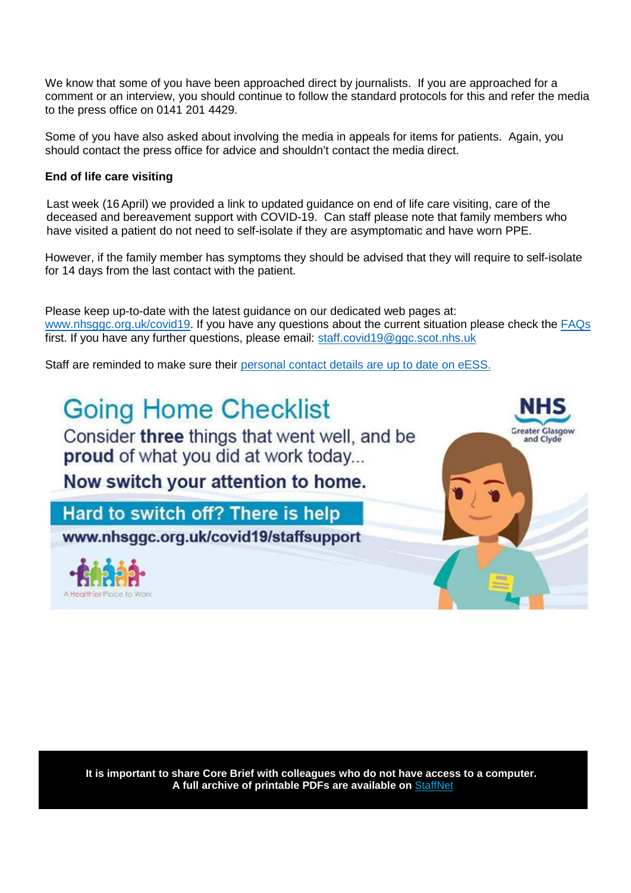We know that some of you have been approached direct by journalists. If you are approached for a comment or an interview, you should continue to follow the standard protocols for this and refer the media to the press office on 0141 201 4429.

Some of you have also asked about involving the media in appeals for items for patients. Again, you should contact the press office for advice and shouldn't contact the media direct.

**End of life care visiting**

Last week (16 April) we provided a link to updated guidance on end of life care visiting, care of the deceased and bereavement support with COVID-19. Can staff please note that family members who have visited a patient do not need to self-isolate if they are asymptomatic and have worn PPE.

However, if the family member has symptoms they should be advised that they will require to self-isolate for 14 days from the last contact with the patient.

Please keep up-to-date with the latest guidance on our dedicated web pages at: www.nhsggc.org.uk/covid19. If you have any questions about the current situation please check the FAQs first. If you have any further questions, please email: staff.covid19@ggc.scot.nhs.uk

Staff are reminded to make sure their personal contact details are up to date on eESS.

Going Home Checklist

Consider **three** things that went well, and be **proud** of what you did at work today...

**Now switch your attention to home.**

**Hard to switch off? There is help**

**www.nhsggc.org.uk/covid19/staffsupport**

NHS Greater Glasgow and Clyde

A Healthier Place to Work

**It is important to share Core Brief with colleagues who do not have access to a computer. A full archive of printable PDFs are available on StaffNet**